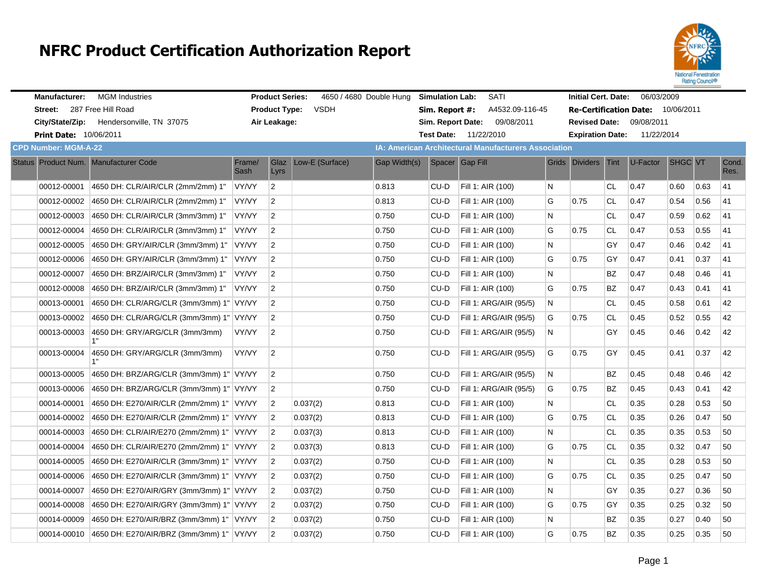# NFRC Product Certification Authorization Report

**Manufacturer:** MGM Industries
**Street:** 287 Free Hill Road
**City/State/Zip:** Hendersonville, TN 37075
**Print Date:** 10/06/2011

**Product Series:** 4650 / 4680 Double Hung
**Product Type:** VSDH
**Air Leakage:**

**Simulation Lab:** SATI
**Sim. Report #:** A4532.09-116-45
**Sim. Report Date:** 09/08/2011
**Test Date:** 11/22/2010

**Initial Cert. Date:** 06/03/2009
**Re-Certification Date:** 10/06/2011
**Revised Date:** 09/08/2011
**Expiration Date:** 11/22/2014

**CPD Number: MGM-A-22**

**IA: American Architectural Manufacturers Association**

| Status | Product Num. | Manufacturer Code | Frame/ Sash | Glaz Lyrs | Low-E (Surface) | Gap Width(s) | Spacer | Gap Fill | Grids | Dividers | Tint | U-Factor | SHGC | VT | Cond. Res. |
|---|---|---|---|---|---|---|---|---|---|---|---|---|---|---|---|
| | 00012-00001 | 4650 DH: CLR/AIR/CLR (2mm/2mm) 1" | VY/VY | 2 | | 0.813 | CU-D | Fill 1: AIR (100) | N | | CL | 0.47 | 0.60 | 0.63 | 41 |
| | 00012-00002 | 4650 DH: CLR/AIR/CLR (2mm/2mm) 1" | VY/VY | 2 | | 0.813 | CU-D | Fill 1: AIR (100) | G | 0.75 | CL | 0.47 | 0.54 | 0.56 | 41 |
| | 00012-00003 | 4650 DH: CLR/AIR/CLR (3mm/3mm) 1" | VY/VY | 2 | | 0.750 | CU-D | Fill 1: AIR (100) | N | | CL | 0.47 | 0.59 | 0.62 | 41 |
| | 00012-00004 | 4650 DH: CLR/AIR/CLR (3mm/3mm) 1" | VY/VY | 2 | | 0.750 | CU-D | Fill 1: AIR (100) | G | 0.75 | CL | 0.47 | 0.53 | 0.55 | 41 |
| | 00012-00005 | 4650 DH: GRY/AIR/CLR (3mm/3mm) 1" | VY/VY | 2 | | 0.750 | CU-D | Fill 1: AIR (100) | N | | GY | 0.47 | 0.46 | 0.42 | 41 |
| | 00012-00006 | 4650 DH: GRY/AIR/CLR (3mm/3mm) 1" | VY/VY | 2 | | 0.750 | CU-D | Fill 1: AIR (100) | G | 0.75 | GY | 0.47 | 0.41 | 0.37 | 41 |
| | 00012-00007 | 4650 DH: BRZ/AIR/CLR (3mm/3mm) 1" | VY/VY | 2 | | 0.750 | CU-D | Fill 1: AIR (100) | N | | BZ | 0.47 | 0.48 | 0.46 | 41 |
| | 00012-00008 | 4650 DH: BRZ/AIR/CLR (3mm/3mm) 1" | VY/VY | 2 | | 0.750 | CU-D | Fill 1: AIR (100) | G | 0.75 | BZ | 0.47 | 0.43 | 0.41 | 41 |
| | 00013-00001 | 4650 DH: CLR/ARG/CLR (3mm/3mm) 1" | VY/VY | 2 | | 0.750 | CU-D | Fill 1: ARG/AIR (95/5) | N | | CL | 0.45 | 0.58 | 0.61 | 42 |
| | 00013-00002 | 4650 DH: CLR/ARG/CLR (3mm/3mm) 1" | VY/VY | 2 | | 0.750 | CU-D | Fill 1: ARG/AIR (95/5) | G | 0.75 | CL | 0.45 | 0.52 | 0.55 | 42 |
| | 00013-00003 | 4650 DH: GRY/ARG/CLR (3mm/3mm) 1" | VY/VY | 2 | | 0.750 | CU-D | Fill 1: ARG/AIR (95/5) | N | | GY | 0.45 | 0.46 | 0.42 | 42 |
| | 00013-00004 | 4650 DH: GRY/ARG/CLR (3mm/3mm) 1" | VY/VY | 2 | | 0.750 | CU-D | Fill 1: ARG/AIR (95/5) | G | 0.75 | GY | 0.45 | 0.41 | 0.37 | 42 |
| | 00013-00005 | 4650 DH: BRZ/ARG/CLR (3mm/3mm) 1" | VY/VY | 2 | | 0.750 | CU-D | Fill 1: ARG/AIR (95/5) | N | | BZ | 0.45 | 0.48 | 0.46 | 42 |
| | 00013-00006 | 4650 DH: BRZ/ARG/CLR (3mm/3mm) 1" | VY/VY | 2 | | 0.750 | CU-D | Fill 1: ARG/AIR (95/5) | G | 0.75 | BZ | 0.45 | 0.43 | 0.41 | 42 |
| | 00014-00001 | 4650 DH: E270/AIR/CLR (2mm/2mm) 1" | VY/VY | 2 | 0.037(2) | 0.813 | CU-D | Fill 1: AIR (100) | N | | CL | 0.35 | 0.28 | 0.53 | 50 |
| | 00014-00002 | 4650 DH: E270/AIR/CLR (2mm/2mm) 1" | VY/VY | 2 | 0.037(2) | 0.813 | CU-D | Fill 1: AIR (100) | G | 0.75 | CL | 0.35 | 0.26 | 0.47 | 50 |
| | 00014-00003 | 4650 DH: CLR/AIR/E270 (2mm/2mm) 1" | VY/VY | 2 | 0.037(3) | 0.813 | CU-D | Fill 1: AIR (100) | N | | CL | 0.35 | 0.35 | 0.53 | 50 |
| | 00014-00004 | 4650 DH: CLR/AIR/E270 (2mm/2mm) 1" | VY/VY | 2 | 0.037(3) | 0.813 | CU-D | Fill 1: AIR (100) | G | 0.75 | CL | 0.35 | 0.32 | 0.47 | 50 |
| | 00014-00005 | 4650 DH: E270/AIR/CLR (3mm/3mm) 1" | VY/VY | 2 | 0.037(2) | 0.750 | CU-D | Fill 1: AIR (100) | N | | CL | 0.35 | 0.28 | 0.53 | 50 |
| | 00014-00006 | 4650 DH: E270/AIR/CLR (3mm/3mm) 1" | VY/VY | 2 | 0.037(2) | 0.750 | CU-D | Fill 1: AIR (100) | G | 0.75 | CL | 0.35 | 0.25 | 0.47 | 50 |
| | 00014-00007 | 4650 DH: E270/AIR/GRY (3mm/3mm) 1" | VY/VY | 2 | 0.037(2) | 0.750 | CU-D | Fill 1: AIR (100) | N | | GY | 0.35 | 0.27 | 0.36 | 50 |
| | 00014-00008 | 4650 DH: E270/AIR/GRY (3mm/3mm) 1" | VY/VY | 2 | 0.037(2) | 0.750 | CU-D | Fill 1: AIR (100) | G | 0.75 | GY | 0.35 | 0.25 | 0.32 | 50 |
| | 00014-00009 | 4650 DH: E270/AIR/BRZ (3mm/3mm) 1" | VY/VY | 2 | 0.037(2) | 0.750 | CU-D | Fill 1: AIR (100) | N | | BZ | 0.35 | 0.27 | 0.40 | 50 |
| | 00014-00010 | 4650 DH: E270/AIR/BRZ (3mm/3mm) 1" | VY/VY | 2 | 0.037(2) | 0.750 | CU-D | Fill 1: AIR (100) | G | 0.75 | BZ | 0.35 | 0.25 | 0.35 | 50 |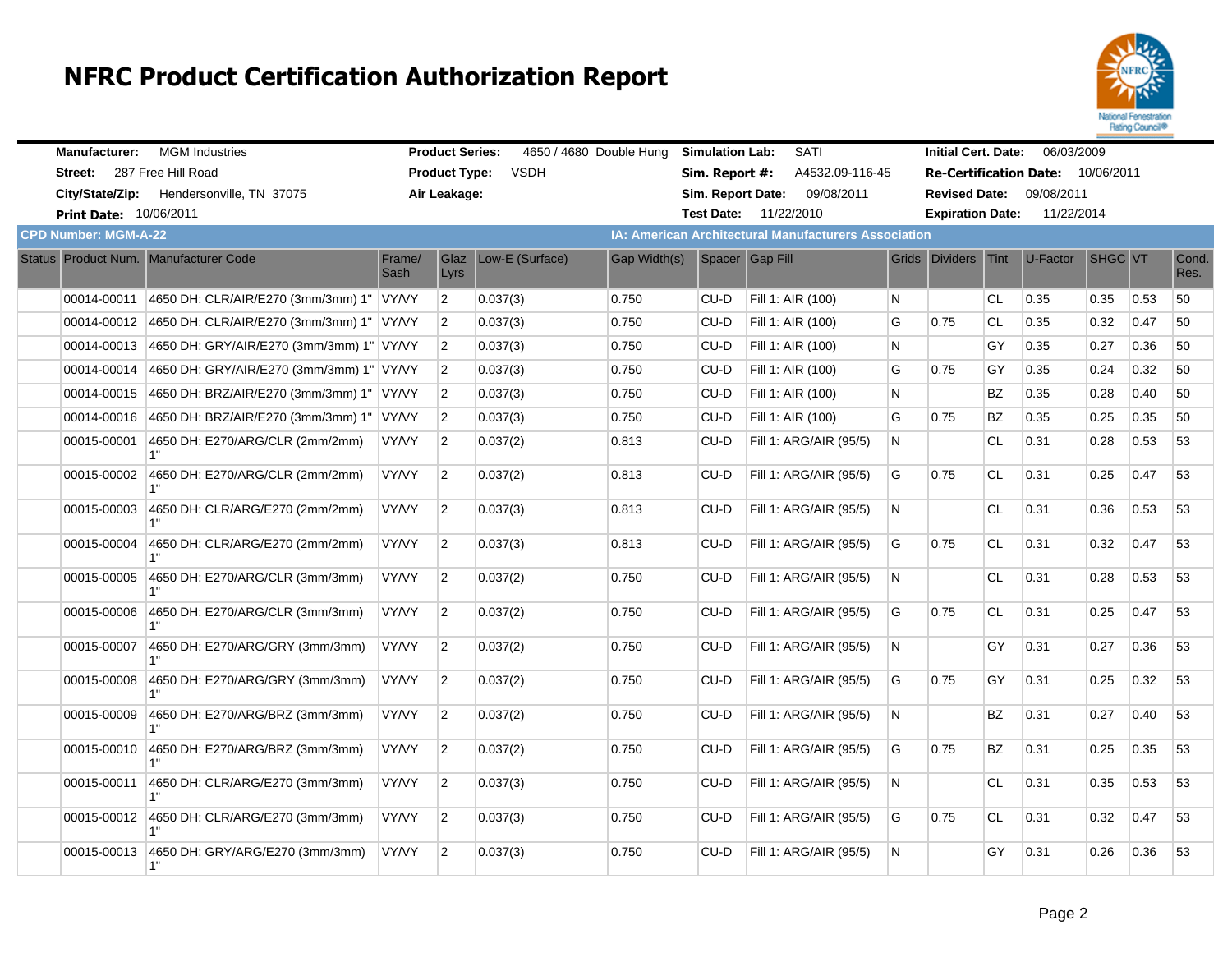# NFRC Product Certification Authorization Report

**Manufacturer:** MGM Industries
**Street:** 287 Free Hill Road
**City/State/Zip:** Hendersonville, TN 37075
**Print Date:** 10/06/2011

**Product Series:** 4650 / 4680 Double Hung
**Product Type:** VSDH
**Air Leakage:**

**Simulation Lab:** SATI
**Sim. Report #:** A4532.09-116-45
**Sim. Report Date:** 09/08/2011
**Test Date:** 11/22/2010

**Initial Cert. Date:** 06/03/2009
**Re-Certification Date:** 10/06/2011
**Revised Date:** 09/08/2011
**Expiration Date:** 11/22/2014

**CPD Number: MGM-A-22**

**IA: American Architectural Manufacturers Association**

| Status | Product Num. | Manufacturer Code | Frame/ Sash | Glaz Lyrs | Low-E (Surface) | Gap Width(s) | Spacer | Gap Fill | Grids | Dividers | Tint | U-Factor | SHGC | VT | Cond. Res. |
|---|---|---|---|---|---|---|---|---|---|---|---|---|---|---|---|
| | 00014-00011 | 4650 DH: CLR/AIR/E270 (3mm/3mm) 1" | VY/VY | 2 | 0.037(3) | 0.750 | CU-D | Fill 1: AIR (100) | N | | CL | 0.35 | 0.35 | 0.53 | 50 |
| | 00014-00012 | 4650 DH: CLR/AIR/E270 (3mm/3mm) 1" | VY/VY | 2 | 0.037(3) | 0.750 | CU-D | Fill 1: AIR (100) | G | 0.75 | CL | 0.35 | 0.32 | 0.47 | 50 |
| | 00014-00013 | 4650 DH: GRY/AIR/E270 (3mm/3mm) 1" | VY/VY | 2 | 0.037(3) | 0.750 | CU-D | Fill 1: AIR (100) | N | | GY | 0.35 | 0.27 | 0.36 | 50 |
| | 00014-00014 | 4650 DH: GRY/AIR/E270 (3mm/3mm) 1" | VY/VY | 2 | 0.037(3) | 0.750 | CU-D | Fill 1: AIR (100) | G | 0.75 | GY | 0.35 | 0.24 | 0.32 | 50 |
| | 00014-00015 | 4650 DH: BRZ/AIR/E270 (3mm/3mm) 1" | VY/VY | 2 | 0.037(3) | 0.750 | CU-D | Fill 1: AIR (100) | N | | BZ | 0.35 | 0.28 | 0.40 | 50 |
| | 00014-00016 | 4650 DH: BRZ/AIR/E270 (3mm/3mm) 1" | VY/VY | 2 | 0.037(3) | 0.750 | CU-D | Fill 1: AIR (100) | G | 0.75 | BZ | 0.35 | 0.25 | 0.35 | 50 |
| | 00015-00001 | 4650 DH: E270/ARG/CLR (2mm/2mm) 1" | VY/VY | 2 | 0.037(2) | 0.813 | CU-D | Fill 1: ARG/AIR (95/5) | N | | CL | 0.31 | 0.28 | 0.53 | 53 |
| | 00015-00002 | 4650 DH: E270/ARG/CLR (2mm/2mm) 1" | VY/VY | 2 | 0.037(2) | 0.813 | CU-D | Fill 1: ARG/AIR (95/5) | G | 0.75 | CL | 0.31 | 0.25 | 0.47 | 53 |
| | 00015-00003 | 4650 DH: CLR/ARG/E270 (2mm/2mm) 1" | VY/VY | 2 | 0.037(3) | 0.813 | CU-D | Fill 1: ARG/AIR (95/5) | N | | CL | 0.31 | 0.36 | 0.53 | 53 |
| | 00015-00004 | 4650 DH: CLR/ARG/E270 (2mm/2mm) 1" | VY/VY | 2 | 0.037(3) | 0.813 | CU-D | Fill 1: ARG/AIR (95/5) | G | 0.75 | CL | 0.31 | 0.32 | 0.47 | 53 |
| | 00015-00005 | 4650 DH: E270/ARG/CLR (3mm/3mm) 1" | VY/VY | 2 | 0.037(2) | 0.750 | CU-D | Fill 1: ARG/AIR (95/5) | N | | CL | 0.31 | 0.28 | 0.53 | 53 |
| | 00015-00006 | 4650 DH: E270/ARG/CLR (3mm/3mm) 1" | VY/VY | 2 | 0.037(2) | 0.750 | CU-D | Fill 1: ARG/AIR (95/5) | G | 0.75 | CL | 0.31 | 0.25 | 0.47 | 53 |
| | 00015-00007 | 4650 DH: E270/ARG/GRY (3mm/3mm) 1" | VY/VY | 2 | 0.037(2) | 0.750 | CU-D | Fill 1: ARG/AIR (95/5) | N | | GY | 0.31 | 0.27 | 0.36 | 53 |
| | 00015-00008 | 4650 DH: E270/ARG/GRY (3mm/3mm) 1" | VY/VY | 2 | 0.037(2) | 0.750 | CU-D | Fill 1: ARG/AIR (95/5) | G | 0.75 | GY | 0.31 | 0.25 | 0.32 | 53 |
| | 00015-00009 | 4650 DH: E270/ARG/BRZ (3mm/3mm) 1" | VY/VY | 2 | 0.037(2) | 0.750 | CU-D | Fill 1: ARG/AIR (95/5) | N | | BZ | 0.31 | 0.27 | 0.40 | 53 |
| | 00015-00010 | 4650 DH: E270/ARG/BRZ (3mm/3mm) 1" | VY/VY | 2 | 0.037(2) | 0.750 | CU-D | Fill 1: ARG/AIR (95/5) | G | 0.75 | BZ | 0.31 | 0.25 | 0.35 | 53 |
| | 00015-00011 | 4650 DH: CLR/ARG/E270 (3mm/3mm) 1" | VY/VY | 2 | 0.037(3) | 0.750 | CU-D | Fill 1: ARG/AIR (95/5) | N | | CL | 0.31 | 0.35 | 0.53 | 53 |
| | 00015-00012 | 4650 DH: CLR/ARG/E270 (3mm/3mm) 1" | VY/VY | 2 | 0.037(3) | 0.750 | CU-D | Fill 1: ARG/AIR (95/5) | G | 0.75 | CL | 0.31 | 0.32 | 0.47 | 53 |
| | 00015-00013 | 4650 DH: GRY/ARG/E270 (3mm/3mm) 1" | VY/VY | 2 | 0.037(3) | 0.750 | CU-D | Fill 1: ARG/AIR (95/5) | N | | GY | 0.31 | 0.26 | 0.36 | 53 |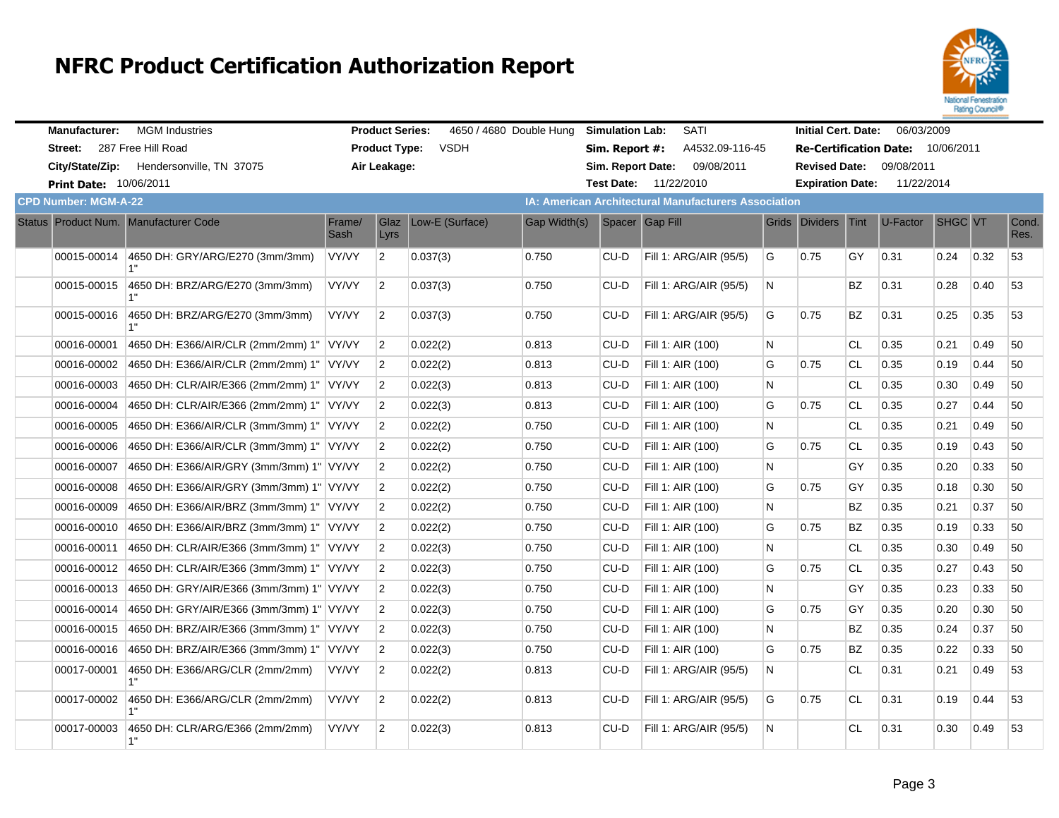# NFRC Product Certification Authorization Report

**Manufacturer:** MGM Industries
**Street:** 287 Free Hill Road
**City/State/Zip:** Hendersonville, TN 37075
**Print Date:** 10/06/2011

**Product Series:** 4650 / 4680 Double Hung
**Product Type:** VSDH
**Air Leakage:**

**Simulation Lab:** SATI
**Sim. Report #:** A4532.09-116-45
**Sim. Report Date:** 09/08/2011
**Test Date:** 11/22/2010

**Initial Cert. Date:** 06/03/2009
**Re-Certification Date:** 10/06/2011
**Revised Date:** 09/08/2011
**Expiration Date:** 11/22/2014

**CPD Number: MGM-A-22**

**IA: American Architectural Manufacturers Association**

| Status | Product Num. | Manufacturer Code | Frame/ Sash | Glaz Lyrs | Low-E (Surface) | Gap Width(s) | Spacer | Gap Fill | Grids | Dividers | Tint | U-Factor | SHGC | VT | Cond. Res. |
|---|---|---|---|---|---|---|---|---|---|---|---|---|---|---|---|
| | 00015-00014 | 4650 DH: GRY/ARG/E270 (3mm/3mm) 1" | VY/VY | 2 | 0.037(3) | 0.750 | CU-D | Fill 1: ARG/AIR (95/5) | G | 0.75 | GY | 0.31 | 0.24 | 0.32 | 53 |
| | 00015-00015 | 4650 DH: BRZ/ARG/E270 (3mm/3mm) 1" | VY/VY | 2 | 0.037(3) | 0.750 | CU-D | Fill 1: ARG/AIR (95/5) | N | | BZ | 0.31 | 0.28 | 0.40 | 53 |
| | 00015-00016 | 4650 DH: BRZ/ARG/E270 (3mm/3mm) 1" | VY/VY | 2 | 0.037(3) | 0.750 | CU-D | Fill 1: ARG/AIR (95/5) | G | 0.75 | BZ | 0.31 | 0.25 | 0.35 | 53 |
| | 00016-00001 | 4650 DH: E366/AIR/CLR (2mm/2mm) 1" | VY/VY | 2 | 0.022(2) | 0.813 | CU-D | Fill 1: AIR (100) | N | | CL | 0.35 | 0.21 | 0.49 | 50 |
| | 00016-00002 | 4650 DH: E366/AIR/CLR (2mm/2mm) 1" | VY/VY | 2 | 0.022(2) | 0.813 | CU-D | Fill 1: AIR (100) | G | 0.75 | CL | 0.35 | 0.19 | 0.44 | 50 |
| | 00016-00003 | 4650 DH: CLR/AIR/E366 (2mm/2mm) 1" | VY/VY | 2 | 0.022(3) | 0.813 | CU-D | Fill 1: AIR (100) | N | | CL | 0.35 | 0.30 | 0.49 | 50 |
| | 00016-00004 | 4650 DH: CLR/AIR/E366 (2mm/2mm) 1" | VY/VY | 2 | 0.022(3) | 0.813 | CU-D | Fill 1: AIR (100) | G | 0.75 | CL | 0.35 | 0.27 | 0.44 | 50 |
| | 00016-00005 | 4650 DH: E366/AIR/CLR (3mm/3mm) 1" | VY/VY | 2 | 0.022(2) | 0.750 | CU-D | Fill 1: AIR (100) | N | | CL | 0.35 | 0.21 | 0.49 | 50 |
| | 00016-00006 | 4650 DH: E366/AIR/CLR (3mm/3mm) 1" | VY/VY | 2 | 0.022(2) | 0.750 | CU-D | Fill 1: AIR (100) | G | 0.75 | CL | 0.35 | 0.19 | 0.43 | 50 |
| | 00016-00007 | 4650 DH: E366/AIR/GRY (3mm/3mm) 1" | VY/VY | 2 | 0.022(2) | 0.750 | CU-D | Fill 1: AIR (100) | N | | GY | 0.35 | 0.20 | 0.33 | 50 |
| | 00016-00008 | 4650 DH: E366/AIR/GRY (3mm/3mm) 1" | VY/VY | 2 | 0.022(2) | 0.750 | CU-D | Fill 1: AIR (100) | G | 0.75 | GY | 0.35 | 0.18 | 0.30 | 50 |
| | 00016-00009 | 4650 DH: E366/AIR/BRZ (3mm/3mm) 1" | VY/VY | 2 | 0.022(2) | 0.750 | CU-D | Fill 1: AIR (100) | N | | BZ | 0.35 | 0.21 | 0.37 | 50 |
| | 00016-00010 | 4650 DH: E366/AIR/BRZ (3mm/3mm) 1" | VY/VY | 2 | 0.022(2) | 0.750 | CU-D | Fill 1: AIR (100) | G | 0.75 | BZ | 0.35 | 0.19 | 0.33 | 50 |
| | 00016-00011 | 4650 DH: CLR/AIR/E366 (3mm/3mm) 1" | VY/VY | 2 | 0.022(3) | 0.750 | CU-D | Fill 1: AIR (100) | N | | CL | 0.35 | 0.30 | 0.49 | 50 |
| | 00016-00012 | 4650 DH: CLR/AIR/E366 (3mm/3mm) 1" | VY/VY | 2 | 0.022(3) | 0.750 | CU-D | Fill 1: AIR (100) | G | 0.75 | CL | 0.35 | 0.27 | 0.43 | 50 |
| | 00016-00013 | 4650 DH: GRY/AIR/E366 (3mm/3mm) 1" | VY/VY | 2 | 0.022(3) | 0.750 | CU-D | Fill 1: AIR (100) | N | | GY | 0.35 | 0.23 | 0.33 | 50 |
| | 00016-00014 | 4650 DH: GRY/AIR/E366 (3mm/3mm) 1" | VY/VY | 2 | 0.022(3) | 0.750 | CU-D | Fill 1: AIR (100) | G | 0.75 | GY | 0.35 | 0.20 | 0.30 | 50 |
| | 00016-00015 | 4650 DH: BRZ/AIR/E366 (3mm/3mm) 1" | VY/VY | 2 | 0.022(3) | 0.750 | CU-D | Fill 1: AIR (100) | N | | BZ | 0.35 | 0.24 | 0.37 | 50 |
| | 00016-00016 | 4650 DH: BRZ/AIR/E366 (3mm/3mm) 1" | VY/VY | 2 | 0.022(3) | 0.750 | CU-D | Fill 1: AIR (100) | G | 0.75 | BZ | 0.35 | 0.22 | 0.33 | 50 |
| | 00017-00001 | 4650 DH: E366/ARG/CLR (2mm/2mm) 1" | VY/VY | 2 | 0.022(2) | 0.813 | CU-D | Fill 1: ARG/AIR (95/5) | N | | CL | 0.31 | 0.21 | 0.49 | 53 |
| | 00017-00002 | 4650 DH: E366/ARG/CLR (2mm/2mm) 1" | VY/VY | 2 | 0.022(2) | 0.813 | CU-D | Fill 1: ARG/AIR (95/5) | G | 0.75 | CL | 0.31 | 0.19 | 0.44 | 53 |
| | 00017-00003 | 4650 DH: CLR/ARG/E366 (2mm/2mm) 1" | VY/VY | 2 | 0.022(3) | 0.813 | CU-D | Fill 1: ARG/AIR (95/5) | N | | CL | 0.31 | 0.30 | 0.49 | 53 |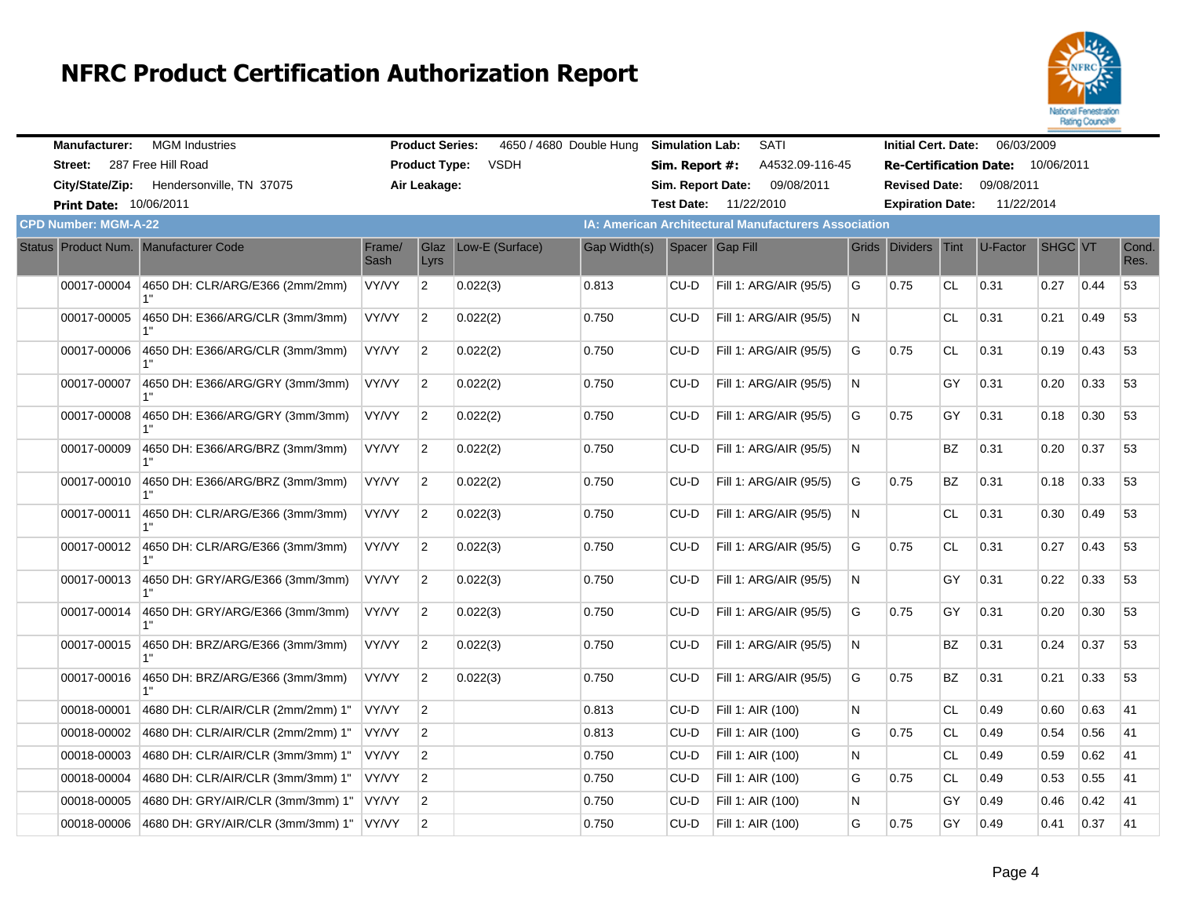# NFRC Product Certification Authorization Report

**Manufacturer:** MGM Industries
**Street:** 287 Free Hill Road
**City/State/Zip:** Hendersonville, TN 37075
**Print Date:** 10/06/2011

**Product Series:** 4650 / 4680 Double Hung
**Product Type:** VSDH
**Air Leakage:**

**Simulation Lab:** SATI
**Sim. Report #:** A4532.09-116-45
**Sim. Report Date:** 09/08/2011
**Test Date:** 11/22/2010

**Initial Cert. Date:** 06/03/2009
**Re-Certification Date:** 10/06/2011
**Revised Date:** 09/08/2011
**Expiration Date:** 11/22/2014

**CPD Number: MGM-A-22**

**IA: American Architectural Manufacturers Association**

| Status | Product Num. | Manufacturer Code | Frame/ Sash | Glaz Lyrs | Low-E (Surface) | Gap Width(s) | Spacer | Gap Fill | Grids | Dividers | Tint | U-Factor | SHGC | VT | Cond. Res. |
|---|---|---|---|---|---|---|---|---|---|---|---|---|---|---|---|
| | 00017-00004 | 4650 DH: CLR/ARG/E366 (2mm/2mm) 1" | VY/VY | 2 | 0.022(3) | 0.813 | CU-D | Fill 1: ARG/AIR (95/5) | G | 0.75 | CL | 0.31 | 0.27 | 0.44 | 53 |
| | 00017-00005 | 4650 DH: E366/ARG/CLR (3mm/3mm) 1" | VY/VY | 2 | 0.022(2) | 0.750 | CU-D | Fill 1: ARG/AIR (95/5) | N | | CL | 0.31 | 0.21 | 0.49 | 53 |
| | 00017-00006 | 4650 DH: E366/ARG/CLR (3mm/3mm) 1" | VY/VY | 2 | 0.022(2) | 0.750 | CU-D | Fill 1: ARG/AIR (95/5) | G | 0.75 | CL | 0.31 | 0.19 | 0.43 | 53 |
| | 00017-00007 | 4650 DH: E366/ARG/GRY (3mm/3mm) 1" | VY/VY | 2 | 0.022(2) | 0.750 | CU-D | Fill 1: ARG/AIR (95/5) | N | | GY | 0.31 | 0.20 | 0.33 | 53 |
| | 00017-00008 | 4650 DH: E366/ARG/GRY (3mm/3mm) 1" | VY/VY | 2 | 0.022(2) | 0.750 | CU-D | Fill 1: ARG/AIR (95/5) | G | 0.75 | GY | 0.31 | 0.18 | 0.30 | 53 |
| | 00017-00009 | 4650 DH: E366/ARG/BRZ (3mm/3mm) 1" | VY/VY | 2 | 0.022(2) | 0.750 | CU-D | Fill 1: ARG/AIR (95/5) | N | | BZ | 0.31 | 0.20 | 0.37 | 53 |
| | 00017-00010 | 4650 DH: E366/ARG/BRZ (3mm/3mm) 1" | VY/VY | 2 | 0.022(2) | 0.750 | CU-D | Fill 1: ARG/AIR (95/5) | G | 0.75 | BZ | 0.31 | 0.18 | 0.33 | 53 |
| | 00017-00011 | 4650 DH: CLR/ARG/E366 (3mm/3mm) 1" | VY/VY | 2 | 0.022(3) | 0.750 | CU-D | Fill 1: ARG/AIR (95/5) | N | | CL | 0.31 | 0.30 | 0.49 | 53 |
| | 00017-00012 | 4650 DH: CLR/ARG/E366 (3mm/3mm) 1" | VY/VY | 2 | 0.022(3) | 0.750 | CU-D | Fill 1: ARG/AIR (95/5) | G | 0.75 | CL | 0.31 | 0.27 | 0.43 | 53 |
| | 00017-00013 | 4650 DH: GRY/ARG/E366 (3mm/3mm) 1" | VY/VY | 2 | 0.022(3) | 0.750 | CU-D | Fill 1: ARG/AIR (95/5) | N | | GY | 0.31 | 0.22 | 0.33 | 53 |
| | 00017-00014 | 4650 DH: GRY/ARG/E366 (3mm/3mm) 1" | VY/VY | 2 | 0.022(3) | 0.750 | CU-D | Fill 1: ARG/AIR (95/5) | G | 0.75 | GY | 0.31 | 0.20 | 0.30 | 53 |
| | 00017-00015 | 4650 DH: BRZ/ARG/E366 (3mm/3mm) 1" | VY/VY | 2 | 0.022(3) | 0.750 | CU-D | Fill 1: ARG/AIR (95/5) | N | | BZ | 0.31 | 0.24 | 0.37 | 53 |
| | 00017-00016 | 4650 DH: BRZ/ARG/E366 (3mm/3mm) 1" | VY/VY | 2 | 0.022(3) | 0.750 | CU-D | Fill 1: ARG/AIR (95/5) | G | 0.75 | BZ | 0.31 | 0.21 | 0.33 | 53 |
| | 00018-00001 | 4680 DH: CLR/AIR/CLR (2mm/2mm) 1" | VY/VY | 2 | | 0.813 | CU-D | Fill 1: AIR (100) | N | | CL | 0.49 | 0.60 | 0.63 | 41 |
| | 00018-00002 | 4680 DH: CLR/AIR/CLR (2mm/2mm) 1" | VY/VY | 2 | | 0.813 | CU-D | Fill 1: AIR (100) | G | 0.75 | CL | 0.49 | 0.54 | 0.56 | 41 |
| | 00018-00003 | 4680 DH: CLR/AIR/CLR (3mm/3mm) 1" | VY/VY | 2 | | 0.750 | CU-D | Fill 1: AIR (100) | N | | CL | 0.49 | 0.59 | 0.62 | 41 |
| | 00018-00004 | 4680 DH: CLR/AIR/CLR (3mm/3mm) 1" | VY/VY | 2 | | 0.750 | CU-D | Fill 1: AIR (100) | G | 0.75 | CL | 0.49 | 0.53 | 0.55 | 41 |
| | 00018-00005 | 4680 DH: GRY/AIR/CLR (3mm/3mm) 1" | VY/VY | 2 | | 0.750 | CU-D | Fill 1: AIR (100) | N | | GY | 0.49 | 0.46 | 0.42 | 41 |
| | 00018-00006 | 4680 DH: GRY/AIR/CLR (3mm/3mm) 1" | VY/VY | 2 | | 0.750 | CU-D | Fill 1: AIR (100) | G | 0.75 | GY | 0.49 | 0.41 | 0.37 | 41 |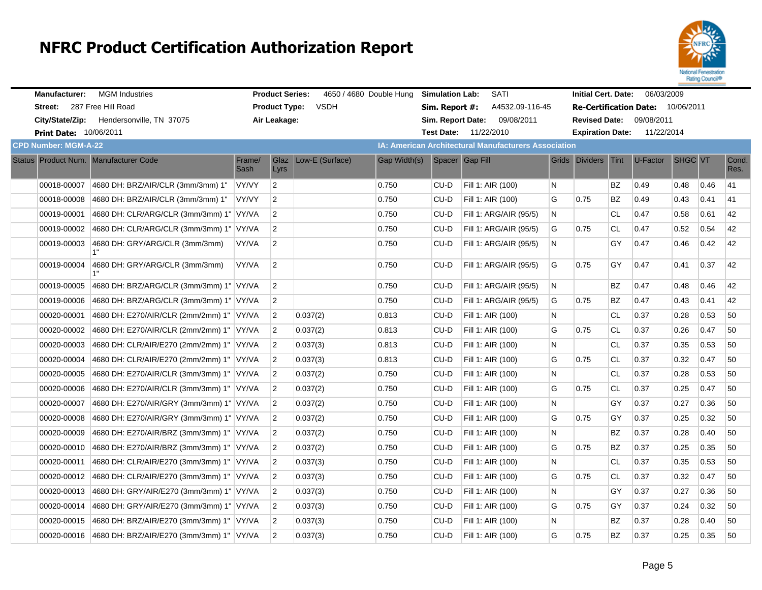# NFRC Product Certification Authorization Report

**Manufacturer:** MGM Industries
**Street:** 287 Free Hill Road
**City/State/Zip:** Hendersonville, TN 37075
**Print Date:** 10/06/2011

**Product Series:** 4650 / 4680 Double Hung
**Product Type:** VSDH
**Air Leakage:**

**Simulation Lab:** SATI
**Sim. Report #:** A4532.09-116-45
**Sim. Report Date:** 09/08/2011
**Test Date:** 11/22/2010

**Initial Cert. Date:** 06/03/2009
**Re-Certification Date:** 10/06/2011
**Revised Date:** 09/08/2011
**Expiration Date:** 11/22/2014

**CPD Number: MGM-A-22**

**IA: American Architectural Manufacturers Association**

| Status | Product Num. | Manufacturer Code | Frame/ Sash | Glaz Lyrs | Low-E (Surface) | Gap Width(s) | Spacer | Gap Fill | Grids | Dividers | Tint | U-Factor | SHGC | VT | Cond. Res. |
|---|---|---|---|---|---|---|---|---|---|---|---|---|---|---|---|
| | 00018-00007 | 4680 DH: BRZ/AIR/CLR (3mm/3mm) 1" | VY/VY | 2 | | 0.750 | CU-D | Fill 1: AIR (100) | N | | BZ | 0.49 | 0.48 | 0.46 | 41 |
| | 00018-00008 | 4680 DH: BRZ/AIR/CLR (3mm/3mm) 1" | VY/VY | 2 | | 0.750 | CU-D | Fill 1: AIR (100) | G | 0.75 | BZ | 0.49 | 0.43 | 0.41 | 41 |
| | 00019-00001 | 4680 DH: CLR/ARG/CLR (3mm/3mm) 1" | VY/VA | 2 | | 0.750 | CU-D | Fill 1: ARG/AIR (95/5) | N | | CL | 0.47 | 0.58 | 0.61 | 42 |
| | 00019-00002 | 4680 DH: CLR/ARG/CLR (3mm/3mm) 1" | VY/VA | 2 | | 0.750 | CU-D | Fill 1: ARG/AIR (95/5) | G | 0.75 | CL | 0.47 | 0.52 | 0.54 | 42 |
| | 00019-00003 | 4680 DH: GRY/ARG/CLR (3mm/3mm) 1" | VY/VA | 2 | | 0.750 | CU-D | Fill 1: ARG/AIR (95/5) | N | | GY | 0.47 | 0.46 | 0.42 | 42 |
| | 00019-00004 | 4680 DH: GRY/ARG/CLR (3mm/3mm) 1" | VY/VA | 2 | | 0.750 | CU-D | Fill 1: ARG/AIR (95/5) | G | 0.75 | GY | 0.47 | 0.41 | 0.37 | 42 |
| | 00019-00005 | 4680 DH: BRZ/ARG/CLR (3mm/3mm) 1" | VY/VA | 2 | | 0.750 | CU-D | Fill 1: ARG/AIR (95/5) | N | | BZ | 0.47 | 0.48 | 0.46 | 42 |
| | 00019-00006 | 4680 DH: BRZ/ARG/CLR (3mm/3mm) 1" | VY/VA | 2 | | 0.750 | CU-D | Fill 1: ARG/AIR (95/5) | G | 0.75 | BZ | 0.47 | 0.43 | 0.41 | 42 |
| | 00020-00001 | 4680 DH: E270/AIR/CLR (2mm/2mm) 1" | VY/VA | 2 | 0.037(2) | 0.813 | CU-D | Fill 1: AIR (100) | N | | CL | 0.37 | 0.28 | 0.53 | 50 |
| | 00020-00002 | 4680 DH: E270/AIR/CLR (2mm/2mm) 1" | VY/VA | 2 | 0.037(2) | 0.813 | CU-D | Fill 1: AIR (100) | G | 0.75 | CL | 0.37 | 0.26 | 0.47 | 50 |
| | 00020-00003 | 4680 DH: CLR/AIR/E270 (2mm/2mm) 1" | VY/VA | 2 | 0.037(3) | 0.813 | CU-D | Fill 1: AIR (100) | N | | CL | 0.37 | 0.35 | 0.53 | 50 |
| | 00020-00004 | 4680 DH: CLR/AIR/E270 (2mm/2mm) 1" | VY/VA | 2 | 0.037(3) | 0.813 | CU-D | Fill 1: AIR (100) | G | 0.75 | CL | 0.37 | 0.32 | 0.47 | 50 |
| | 00020-00005 | 4680 DH: E270/AIR/CLR (3mm/3mm) 1" | VY/VA | 2 | 0.037(2) | 0.750 | CU-D | Fill 1: AIR (100) | N | | CL | 0.37 | 0.28 | 0.53 | 50 |
| | 00020-00006 | 4680 DH: E270/AIR/CLR (3mm/3mm) 1" | VY/VA | 2 | 0.037(2) | 0.750 | CU-D | Fill 1: AIR (100) | G | 0.75 | CL | 0.37 | 0.25 | 0.47 | 50 |
| | 00020-00007 | 4680 DH: E270/AIR/GRY (3mm/3mm) 1" | VY/VA | 2 | 0.037(2) | 0.750 | CU-D | Fill 1: AIR (100) | N | | GY | 0.37 | 0.27 | 0.36 | 50 |
| | 00020-00008 | 4680 DH: E270/AIR/GRY (3mm/3mm) 1" | VY/VA | 2 | 0.037(2) | 0.750 | CU-D | Fill 1: AIR (100) | G | 0.75 | GY | 0.37 | 0.25 | 0.32 | 50 |
| | 00020-00009 | 4680 DH: E270/AIR/BRZ (3mm/3mm) 1" | VY/VA | 2 | 0.037(2) | 0.750 | CU-D | Fill 1: AIR (100) | N | | BZ | 0.37 | 0.28 | 0.40 | 50 |
| | 00020-00010 | 4680 DH: E270/AIR/BRZ (3mm/3mm) 1" | VY/VA | 2 | 0.037(2) | 0.750 | CU-D | Fill 1: AIR (100) | G | 0.75 | BZ | 0.37 | 0.25 | 0.35 | 50 |
| | 00020-00011 | 4680 DH: CLR/AIR/E270 (3mm/3mm) 1" | VY/VA | 2 | 0.037(3) | 0.750 | CU-D | Fill 1: AIR (100) | N | | CL | 0.37 | 0.35 | 0.53 | 50 |
| | 00020-00012 | 4680 DH: CLR/AIR/E270 (3mm/3mm) 1" | VY/VA | 2 | 0.037(3) | 0.750 | CU-D | Fill 1: AIR (100) | G | 0.75 | CL | 0.37 | 0.32 | 0.47 | 50 |
| | 00020-00013 | 4680 DH: GRY/AIR/E270 (3mm/3mm) 1" | VY/VA | 2 | 0.037(3) | 0.750 | CU-D | Fill 1: AIR (100) | N | | GY | 0.37 | 0.27 | 0.36 | 50 |
| | 00020-00014 | 4680 DH: GRY/AIR/E270 (3mm/3mm) 1" | VY/VA | 2 | 0.037(3) | 0.750 | CU-D | Fill 1: AIR (100) | G | 0.75 | GY | 0.37 | 0.24 | 0.32 | 50 |
| | 00020-00015 | 4680 DH: BRZ/AIR/E270 (3mm/3mm) 1" | VY/VA | 2 | 0.037(3) | 0.750 | CU-D | Fill 1: AIR (100) | N | | BZ | 0.37 | 0.28 | 0.40 | 50 |
| | 00020-00016 | 4680 DH: BRZ/AIR/E270 (3mm/3mm) 1" | VY/VA | 2 | 0.037(3) | 0.750 | CU-D | Fill 1: AIR (100) | G | 0.75 | BZ | 0.37 | 0.25 | 0.35 | 50 |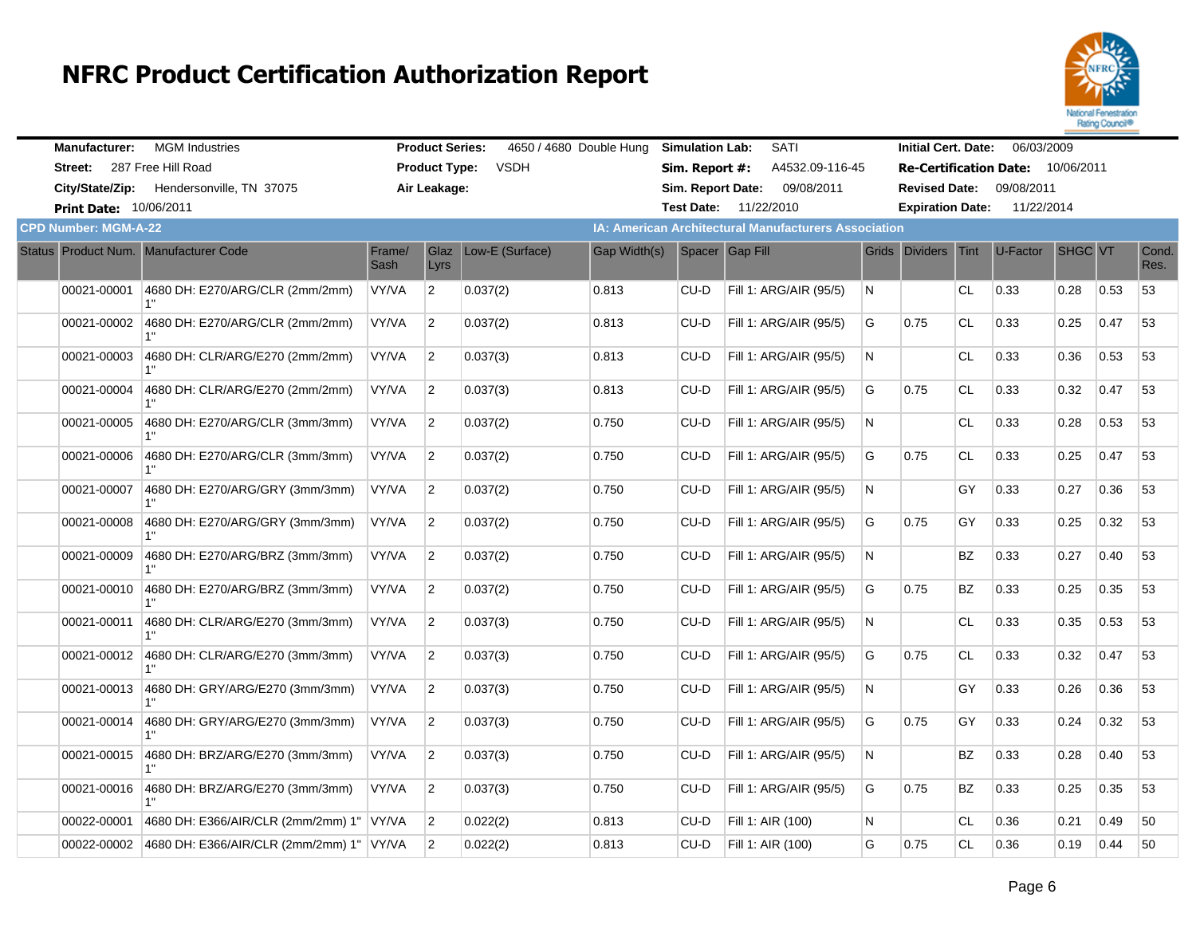# NFRC Product Certification Authorization Report

**Manufacturer:** MGM Industries
**Street:** 287 Free Hill Road
**City/State/Zip:** Hendersonville, TN 37075
**Print Date:** 10/06/2011

**Product Series:** 4650 / 4680 Double Hung
**Product Type:** VSDH
**Air Leakage:**

**Simulation Lab:** SATI
**Sim. Report #:** A4532.09-116-45
**Sim. Report Date:** 09/08/2011
**Test Date:** 11/22/2010

**Initial Cert. Date:** 06/03/2009
**Re-Certification Date:** 10/06/2011
**Revised Date:** 09/08/2011
**Expiration Date:** 11/22/2014

**CPD Number: MGM-A-22**
**IA: American Architectural Manufacturers Association**

| Status | Product Num. | Manufacturer Code | Frame/ Sash | Glaz Lyrs | Low-E (Surface) | Gap Width(s) | Spacer | Gap Fill | Grids | Dividers | Tint | U-Factor | SHGC | VT | Cond. Res. |
|---|---|---|---|---|---|---|---|---|---|---|---|---|---|---|---|
| | 00021-00001 | 4680 DH: E270/ARG/CLR (2mm/2mm) 1" | VY/VA | 2 | 0.037(2) | 0.813 | CU-D | Fill 1: ARG/AIR (95/5) | N | | CL | 0.33 | 0.28 | 0.53 | 53 |
| | 00021-00002 | 4680 DH: E270/ARG/CLR (2mm/2mm) 1" | VY/VA | 2 | 0.037(2) | 0.813 | CU-D | Fill 1: ARG/AIR (95/5) | G | 0.75 | CL | 0.33 | 0.25 | 0.47 | 53 |
| | 00021-00003 | 4680 DH: CLR/ARG/E270 (2mm/2mm) 1" | VY/VA | 2 | 0.037(3) | 0.813 | CU-D | Fill 1: ARG/AIR (95/5) | N | | CL | 0.33 | 0.36 | 0.53 | 53 |
| | 00021-00004 | 4680 DH: CLR/ARG/E270 (2mm/2mm) 1" | VY/VA | 2 | 0.037(3) | 0.813 | CU-D | Fill 1: ARG/AIR (95/5) | G | 0.75 | CL | 0.33 | 0.32 | 0.47 | 53 |
| | 00021-00005 | 4680 DH: E270/ARG/CLR (3mm/3mm) 1" | VY/VA | 2 | 0.037(2) | 0.750 | CU-D | Fill 1: ARG/AIR (95/5) | N | | CL | 0.33 | 0.28 | 0.53 | 53 |
| | 00021-00006 | 4680 DH: E270/ARG/CLR (3mm/3mm) 1" | VY/VA | 2 | 0.037(2) | 0.750 | CU-D | Fill 1: ARG/AIR (95/5) | G | 0.75 | CL | 0.33 | 0.25 | 0.47 | 53 |
| | 00021-00007 | 4680 DH: E270/ARG/GRY (3mm/3mm) 1" | VY/VA | 2 | 0.037(2) | 0.750 | CU-D | Fill 1: ARG/AIR (95/5) | N | | GY | 0.33 | 0.27 | 0.36 | 53 |
| | 00021-00008 | 4680 DH: E270/ARG/GRY (3mm/3mm) 1" | VY/VA | 2 | 0.037(2) | 0.750 | CU-D | Fill 1: ARG/AIR (95/5) | G | 0.75 | GY | 0.33 | 0.25 | 0.32 | 53 |
| | 00021-00009 | 4680 DH: E270/ARG/BRZ (3mm/3mm) 1" | VY/VA | 2 | 0.037(2) | 0.750 | CU-D | Fill 1: ARG/AIR (95/5) | N | | BZ | 0.33 | 0.27 | 0.40 | 53 |
| | 00021-00010 | 4680 DH: E270/ARG/BRZ (3mm/3mm) 1" | VY/VA | 2 | 0.037(2) | 0.750 | CU-D | Fill 1: ARG/AIR (95/5) | G | 0.75 | BZ | 0.33 | 0.25 | 0.35 | 53 |
| | 00021-00011 | 4680 DH: CLR/ARG/E270 (3mm/3mm) 1" | VY/VA | 2 | 0.037(3) | 0.750 | CU-D | Fill 1: ARG/AIR (95/5) | N | | CL | 0.33 | 0.35 | 0.53 | 53 |
| | 00021-00012 | 4680 DH: CLR/ARG/E270 (3mm/3mm) 1" | VY/VA | 2 | 0.037(3) | 0.750 | CU-D | Fill 1: ARG/AIR (95/5) | G | 0.75 | CL | 0.33 | 0.32 | 0.47 | 53 |
| | 00021-00013 | 4680 DH: GRY/ARG/E270 (3mm/3mm) 1" | VY/VA | 2 | 0.037(3) | 0.750 | CU-D | Fill 1: ARG/AIR (95/5) | N | | GY | 0.33 | 0.26 | 0.36 | 53 |
| | 00021-00014 | 4680 DH: GRY/ARG/E270 (3mm/3mm) 1" | VY/VA | 2 | 0.037(3) | 0.750 | CU-D | Fill 1: ARG/AIR (95/5) | G | 0.75 | GY | 0.33 | 0.24 | 0.32 | 53 |
| | 00021-00015 | 4680 DH: BRZ/ARG/E270 (3mm/3mm) 1" | VY/VA | 2 | 0.037(3) | 0.750 | CU-D | Fill 1: ARG/AIR (95/5) | N | | BZ | 0.33 | 0.28 | 0.40 | 53 |
| | 00021-00016 | 4680 DH: BRZ/ARG/E270 (3mm/3mm) 1" | VY/VA | 2 | 0.037(3) | 0.750 | CU-D | Fill 1: ARG/AIR (95/5) | G | 0.75 | BZ | 0.33 | 0.25 | 0.35 | 53 |
| | 00022-00001 | 4680 DH: E366/AIR/CLR (2mm/2mm) 1" | VY/VA | 2 | 0.022(2) | 0.813 | CU-D | Fill 1: AIR (100) | N | | CL | 0.36 | 0.21 | 0.49 | 50 |
| | 00022-00002 | 4680 DH: E366/AIR/CLR (2mm/2mm) 1" | VY/VA | 2 | 0.022(2) | 0.813 | CU-D | Fill 1: AIR (100) | G | 0.75 | CL | 0.36 | 0.19 | 0.44 | 50 |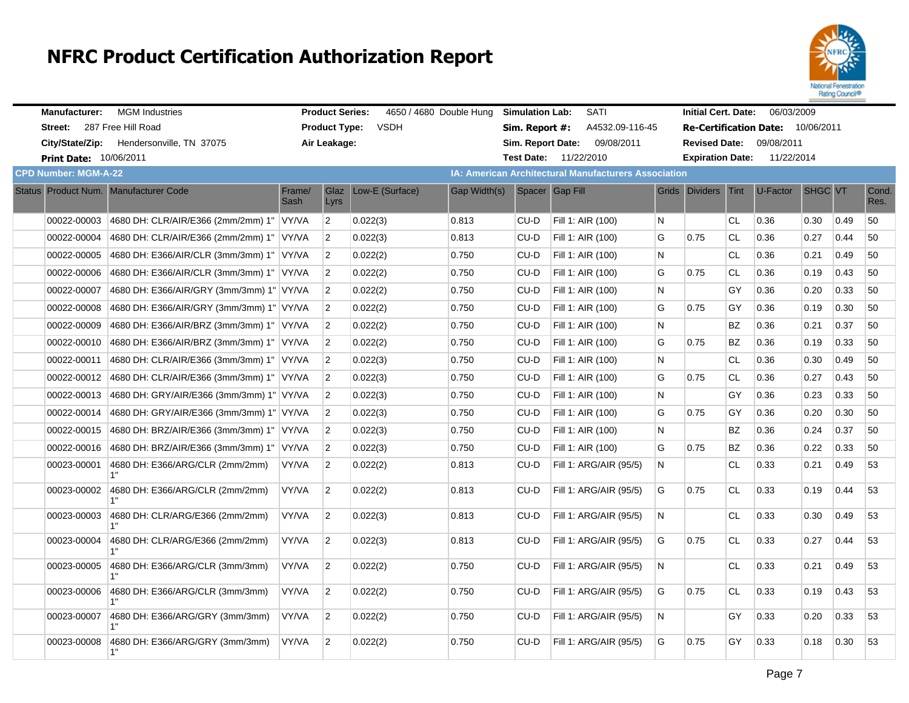# NFRC Product Certification Authorization Report

**Manufacturer:** MGM Industries
**Street:** 287 Free Hill Road
**City/State/Zip:** Hendersonville, TN 37075
**Print Date:** 10/06/2011

**Product Series:** 4650 / 4680 Double Hung
**Product Type:** VSDH
**Air Leakage:**

**Simulation Lab:** SATI
**Sim. Report #:** A4532.09-116-45
**Sim. Report Date:** 09/08/2011
**Test Date:** 11/22/2010

**Initial Cert. Date:** 06/03/2009
**Re-Certification Date:** 10/06/2011
**Revised Date:** 09/08/2011
**Expiration Date:** 11/22/2014

**CPD Number: MGM-A-22**

**IA: American Architectural Manufacturers Association**

| Status | Product Num. | Manufacturer Code | Frame/ Sash | Glaz Lyrs | Low-E (Surface) | Gap Width(s) | Spacer | Gap Fill | Grids | Dividers | Tint | U-Factor | SHGC | VT | Cond. Res. |
|---|---|---|---|---|---|---|---|---|---|---|---|---|---|---|---|
| | 00022-00003 | 4680 DH: CLR/AIR/E366 (2mm/2mm) 1" | VY/VA | 2 | 0.022(3) | 0.813 | CU-D | Fill 1: AIR (100) | N | | CL | 0.36 | 0.30 | 0.49 | 50 |
| | 00022-00004 | 4680 DH: CLR/AIR/E366 (2mm/2mm) 1" | VY/VA | 2 | 0.022(3) | 0.813 | CU-D | Fill 1: AIR (100) | G | 0.75 | CL | 0.36 | 0.27 | 0.44 | 50 |
| | 00022-00005 | 4680 DH: E366/AIR/CLR (3mm/3mm) 1" | VY/VA | 2 | 0.022(2) | 0.750 | CU-D | Fill 1: AIR (100) | N | | CL | 0.36 | 0.21 | 0.49 | 50 |
| | 00022-00006 | 4680 DH: E366/AIR/CLR (3mm/3mm) 1" | VY/VA | 2 | 0.022(2) | 0.750 | CU-D | Fill 1: AIR (100) | G | 0.75 | CL | 0.36 | 0.19 | 0.43 | 50 |
| | 00022-00007 | 4680 DH: E366/AIR/GRY (3mm/3mm) 1" | VY/VA | 2 | 0.022(2) | 0.750 | CU-D | Fill 1: AIR (100) | N | | GY | 0.36 | 0.20 | 0.33 | 50 |
| | 00022-00008 | 4680 DH: E366/AIR/GRY (3mm/3mm) 1" | VY/VA | 2 | 0.022(2) | 0.750 | CU-D | Fill 1: AIR (100) | G | 0.75 | GY | 0.36 | 0.19 | 0.30 | 50 |
| | 00022-00009 | 4680 DH: E366/AIR/BRZ (3mm/3mm) 1" | VY/VA | 2 | 0.022(2) | 0.750 | CU-D | Fill 1: AIR (100) | N | | BZ | 0.36 | 0.21 | 0.37 | 50 |
| | 00022-00010 | 4680 DH: E366/AIR/BRZ (3mm/3mm) 1" | VY/VA | 2 | 0.022(2) | 0.750 | CU-D | Fill 1: AIR (100) | G | 0.75 | BZ | 0.36 | 0.19 | 0.33 | 50 |
| | 00022-00011 | 4680 DH: CLR/AIR/E366 (3mm/3mm) 1" | VY/VA | 2 | 0.022(3) | 0.750 | CU-D | Fill 1: AIR (100) | N | | CL | 0.36 | 0.30 | 0.49 | 50 |
| | 00022-00012 | 4680 DH: CLR/AIR/E366 (3mm/3mm) 1" | VY/VA | 2 | 0.022(3) | 0.750 | CU-D | Fill 1: AIR (100) | G | 0.75 | CL | 0.36 | 0.27 | 0.43 | 50 |
| | 00022-00013 | 4680 DH: GRY/AIR/E366 (3mm/3mm) 1" | VY/VA | 2 | 0.022(3) | 0.750 | CU-D | Fill 1: AIR (100) | N | | GY | 0.36 | 0.23 | 0.33 | 50 |
| | 00022-00014 | 4680 DH: GRY/AIR/E366 (3mm/3mm) 1" | VY/VA | 2 | 0.022(3) | 0.750 | CU-D | Fill 1: AIR (100) | G | 0.75 | GY | 0.36 | 0.20 | 0.30 | 50 |
| | 00022-00015 | 4680 DH: BRZ/AIR/E366 (3mm/3mm) 1" | VY/VA | 2 | 0.022(3) | 0.750 | CU-D | Fill 1: AIR (100) | N | | BZ | 0.36 | 0.24 | 0.37 | 50 |
| | 00022-00016 | 4680 DH: BRZ/AIR/E366 (3mm/3mm) 1" | VY/VA | 2 | 0.022(3) | 0.750 | CU-D | Fill 1: AIR (100) | G | 0.75 | BZ | 0.36 | 0.22 | 0.33 | 50 |
| | 00023-00001 | 4680 DH: E366/ARG/CLR (2mm/2mm) 1" | VY/VA | 2 | 0.022(2) | 0.813 | CU-D | Fill 1: ARG/AIR (95/5) | N | | CL | 0.33 | 0.21 | 0.49 | 53 |
| | 00023-00002 | 4680 DH: E366/ARG/CLR (2mm/2mm) 1" | VY/VA | 2 | 0.022(2) | 0.813 | CU-D | Fill 1: ARG/AIR (95/5) | G | 0.75 | CL | 0.33 | 0.19 | 0.44 | 53 |
| | 00023-00003 | 4680 DH: CLR/ARG/E366 (2mm/2mm) 1" | VY/VA | 2 | 0.022(3) | 0.813 | CU-D | Fill 1: ARG/AIR (95/5) | N | | CL | 0.33 | 0.30 | 0.49 | 53 |
| | 00023-00004 | 4680 DH: CLR/ARG/E366 (2mm/2mm) 1" | VY/VA | 2 | 0.022(3) | 0.813 | CU-D | Fill 1: ARG/AIR (95/5) | G | 0.75 | CL | 0.33 | 0.27 | 0.44 | 53 |
| | 00023-00005 | 4680 DH: E366/ARG/CLR (3mm/3mm) 1" | VY/VA | 2 | 0.022(2) | 0.750 | CU-D | Fill 1: ARG/AIR (95/5) | N | | CL | 0.33 | 0.21 | 0.49 | 53 |
| | 00023-00006 | 4680 DH: E366/ARG/CLR (3mm/3mm) 1" | VY/VA | 2 | 0.022(2) | 0.750 | CU-D | Fill 1: ARG/AIR (95/5) | G | 0.75 | CL | 0.33 | 0.19 | 0.43 | 53 |
| | 00023-00007 | 4680 DH: E366/ARG/GRY (3mm/3mm) 1" | VY/VA | 2 | 0.022(2) | 0.750 | CU-D | Fill 1: ARG/AIR (95/5) | N | | GY | 0.33 | 0.20 | 0.33 | 53 |
| | 00023-00008 | 4680 DH: E366/ARG/GRY (3mm/3mm) 1" | VY/VA | 2 | 0.022(2) | 0.750 | CU-D | Fill 1: ARG/AIR (95/5) | G | 0.75 | GY | 0.33 | 0.18 | 0.30 | 53 |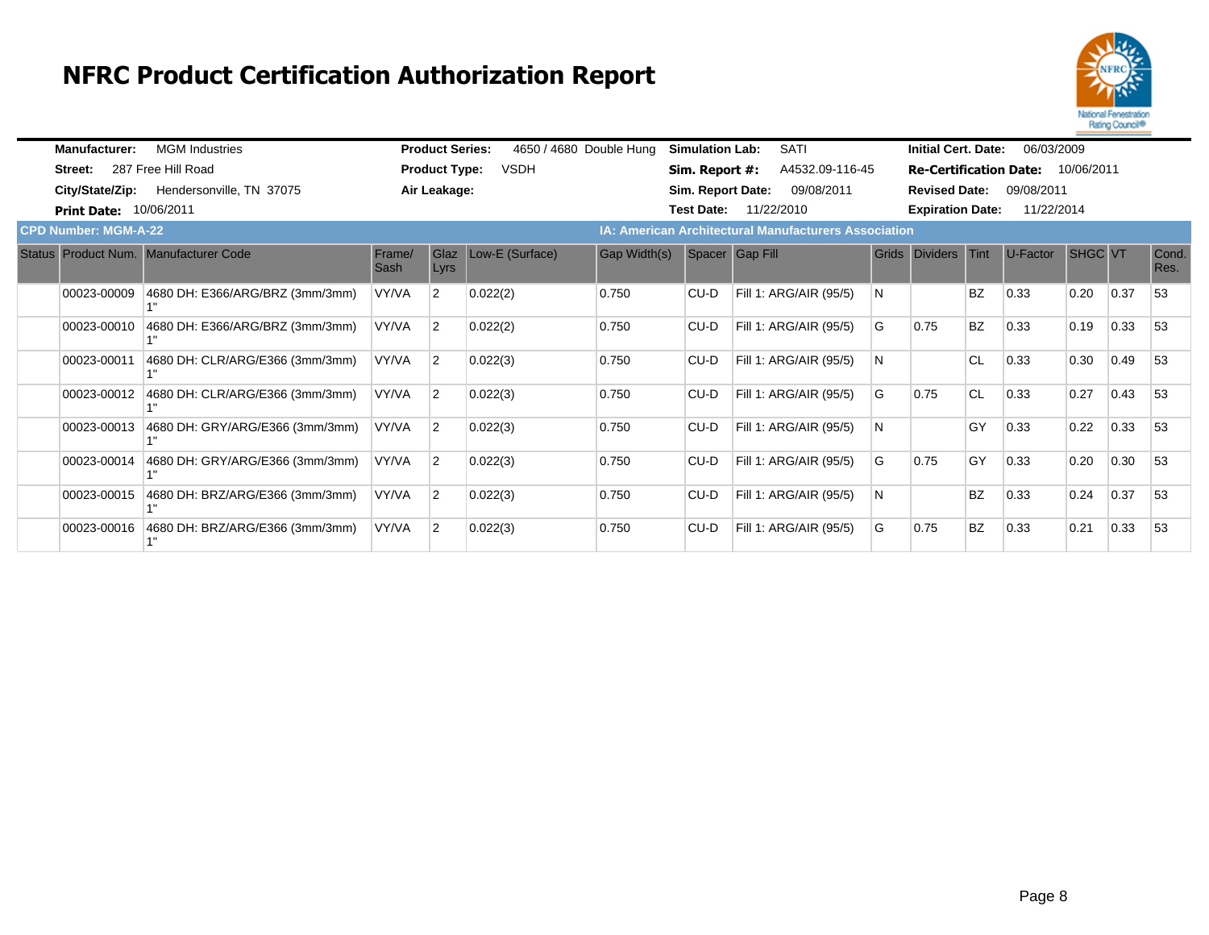# NFRC Product Certification Authorization Report

**Manufacturer:** MGM Industries
**Street:** 287 Free Hill Road
**City/State/Zip:** Hendersonville, TN 37075
**Print Date:** 10/06/2011

**Product Series:** 4650 / 4680 Double Hung
**Product Type:** VSDH
**Air Leakage:**

**Simulation Lab:** SATI
**Sim. Report #:** A4532.09-116-45
**Sim. Report Date:** 09/08/2011
**Test Date:** 11/22/2010

**Initial Cert. Date:** 06/03/2009
**Re-Certification Date:** 10/06/2011
**Revised Date:** 09/08/2011
**Expiration Date:** 11/22/2014

**CPD Number: MGM-A-22**

**IA: American Architectural Manufacturers Association**

| Status | Product Num. | Manufacturer Code | Frame/ Sash | Glaz Lyrs | Low-E (Surface) | Gap Width(s) | Spacer | Gap Fill | Grids | Dividers | Tint | U-Factor | SHGC | VT | Cond. Res. |
|---|---|---|---|---|---|---|---|---|---|---|---|---|---|---|---|
| | 00023-00009 | 4680 DH: E366/ARG/BRZ (3mm/3mm) 1" | VY/VA | 2 | 0.022(2) | 0.750 | CU-D | Fill 1: ARG/AIR (95/5) | N | | BZ | 0.33 | 0.20 | 0.37 | 53 |
| | 00023-00010 | 4680 DH: E366/ARG/BRZ (3mm/3mm) 1" | VY/VA | 2 | 0.022(2) | 0.750 | CU-D | Fill 1: ARG/AIR (95/5) | G | 0.75 | BZ | 0.33 | 0.19 | 0.33 | 53 |
| | 00023-00011 | 4680 DH: CLR/ARG/E366 (3mm/3mm) 1" | VY/VA | 2 | 0.022(3) | 0.750 | CU-D | Fill 1: ARG/AIR (95/5) | N | | CL | 0.33 | 0.30 | 0.49 | 53 |
| | 00023-00012 | 4680 DH: CLR/ARG/E366 (3mm/3mm) 1" | VY/VA | 2 | 0.022(3) | 0.750 | CU-D | Fill 1: ARG/AIR (95/5) | G | 0.75 | CL | 0.33 | 0.27 | 0.43 | 53 |
| | 00023-00013 | 4680 DH: GRY/ARG/E366 (3mm/3mm) 1" | VY/VA | 2 | 0.022(3) | 0.750 | CU-D | Fill 1: ARG/AIR (95/5) | N | | GY | 0.33 | 0.22 | 0.33 | 53 |
| | 00023-00014 | 4680 DH: GRY/ARG/E366 (3mm/3mm) 1" | VY/VA | 2 | 0.022(3) | 0.750 | CU-D | Fill 1: ARG/AIR (95/5) | G | 0.75 | GY | 0.33 | 0.20 | 0.30 | 53 |
| | 00023-00015 | 4680 DH: BRZ/ARG/E366 (3mm/3mm) 1" | VY/VA | 2 | 0.022(3) | 0.750 | CU-D | Fill 1: ARG/AIR (95/5) | N | | BZ | 0.33 | 0.24 | 0.37 | 53 |
| | 00023-00016 | 4680 DH: BRZ/ARG/E366 (3mm/3mm) 1" | VY/VA | 2 | 0.022(3) | 0.750 | CU-D | Fill 1: ARG/AIR (95/5) | G | 0.75 | BZ | 0.33 | 0.21 | 0.33 | 53 |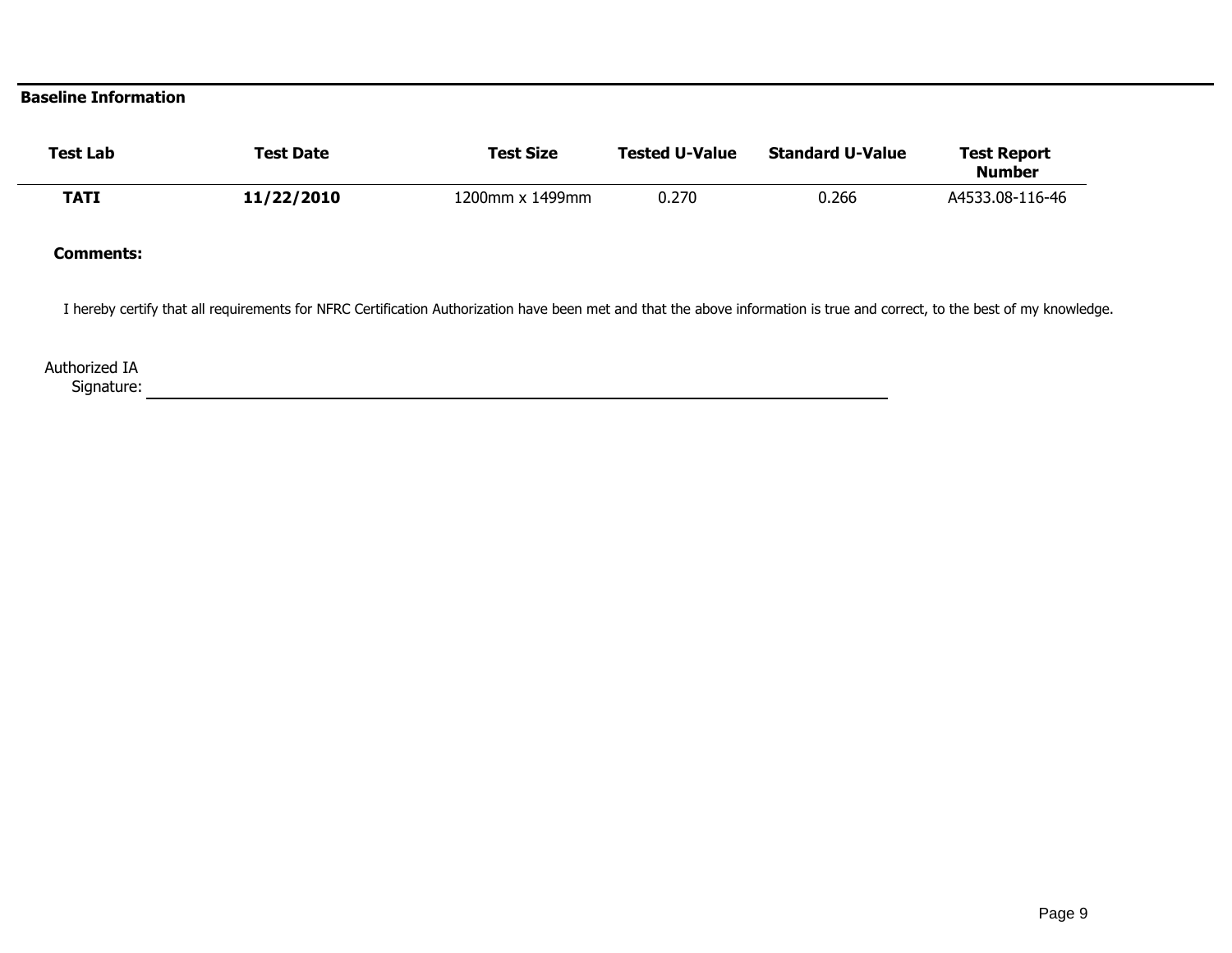**Baseline Information**

| Test Lab | Test Date | Test Size | Tested U-Value | Standard U-Value | Test Report Number |
|---|---|---|---|---|---|
| **TATI** | **11/22/2010** | 1200mm x 1499mm | 0.270 | 0.266 | A4533.08-116-46 |

**Comments:**

I hereby certify that all requirements for NFRC Certification Authorization have been met and that the above information is true and correct, to the best of my knowledge.

Authorized IA Signature: ______________________________